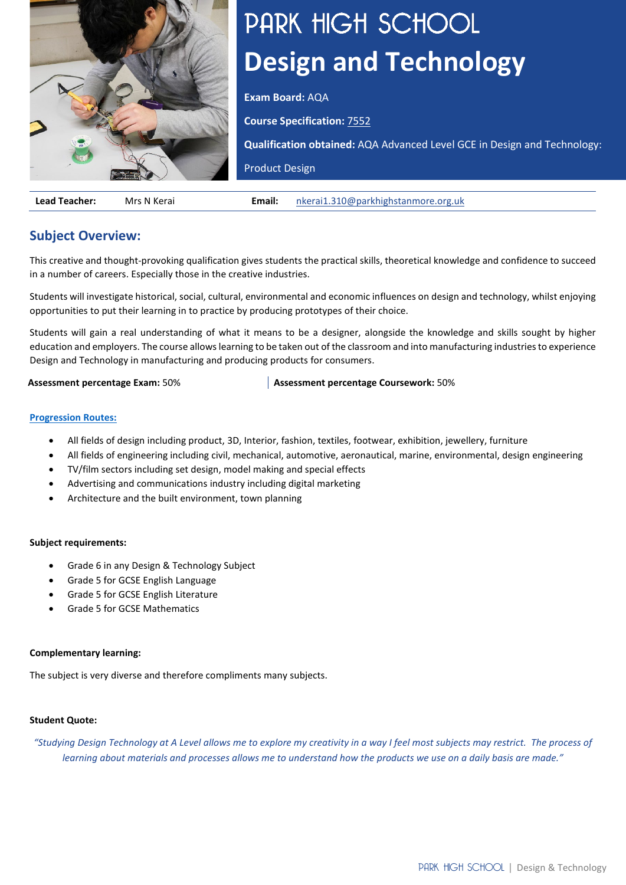# PARK HIGH SCHOOL

# Design and Technology

**Exam Board:** AQA

**Course Specification:** 7552

**Qualification obtained:** AQA Advanced Level GCE in Design and Technology: Product Design

| **Lead Teacher:** | Mrs N Kerai | **Email:** | nkerai1.310@parkhighstanmore.org.uk |
|---|---|---|---|

## Subject Overview:

This creative and thought-provoking qualification gives students the practical skills, theoretical knowledge and confidence to succeed in a number of careers. Especially those in the creative industries.

Students will investigate historical, social, cultural, environmental and economic influences on design and technology, whilst enjoying opportunities to put their learning in to practice by producing prototypes of their choice.

Students will gain a real understanding of what it means to be a designer, alongside the knowledge and skills sought by higher education and employers. The course allows learning to be taken out of the classroom and into manufacturing industries to experience Design and Technology in manufacturing and producing products for consumers.

**Assessment percentage Exam:** 50%

**Assessment percentage Coursework:** 50%

**Progression Routes:**

- All fields of design including product, 3D, Interior, fashion, textiles, footwear, exhibition, jewellery, furniture
- All fields of engineering including civil, mechanical, automotive, aeronautical, marine, environmental, design engineering
- TV/film sectors including set design, model making and special effects
- Advertising and communications industry including digital marketing
- Architecture and the built environment, town planning

**Subject requirements:**

- Grade 6 in any Design & Technology Subject
- Grade 5 for GCSE English Language
- Grade 5 for GCSE English Literature
- Grade 5 for GCSE Mathematics

**Complementary learning:**

The subject is very diverse and therefore compliments many subjects.

**Student Quote:**

*"Studying Design Technology at A Level allows me to explore my creativity in a way I feel most subjects may restrict. The process of learning about materials and processes allows me to understand how the products we use on a daily basis are made."*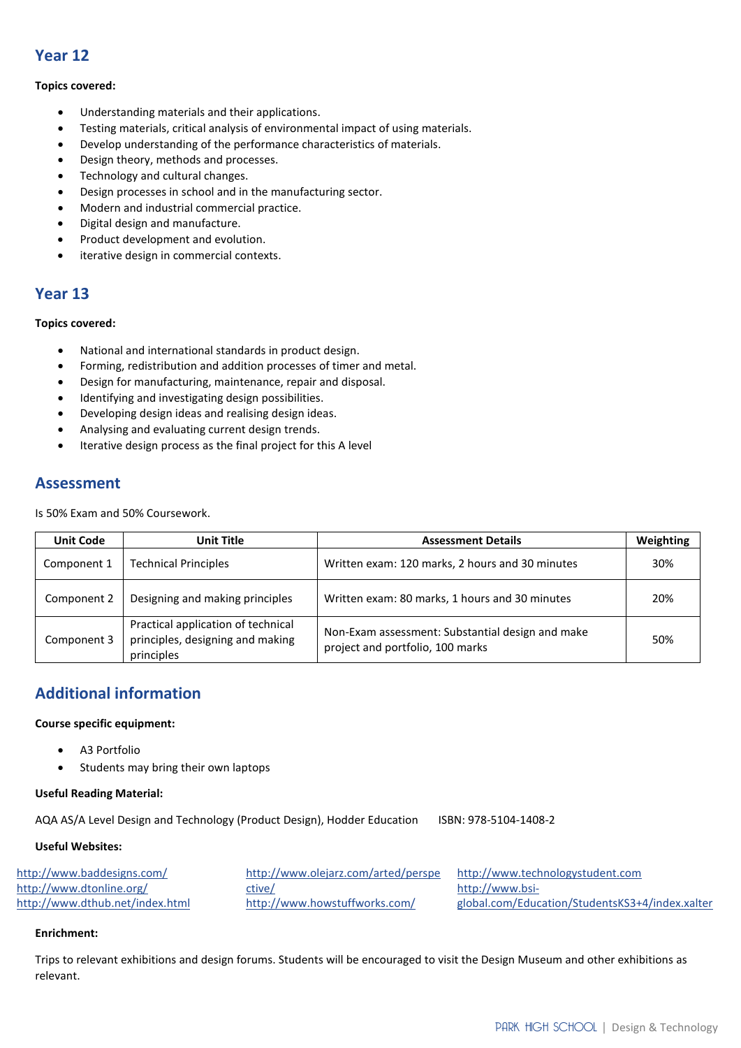## Year 12

**Topics covered:**

- Understanding materials and their applications.
- Testing materials, critical analysis of environmental impact of using materials.
- Develop understanding of the performance characteristics of materials.
- Design theory, methods and processes.
- Technology and cultural changes.
- Design processes in school and in the manufacturing sector.
- Modern and industrial commercial practice.
- Digital design and manufacture.
- Product development and evolution.
- iterative design in commercial contexts.

## Year 13

**Topics covered:**

- National and international standards in product design.
- Forming, redistribution and addition processes of timer and metal.
- Design for manufacturing, maintenance, repair and disposal.
- Identifying and investigating design possibilities.
- Developing design ideas and realising design ideas.
- Analysing and evaluating current design trends.
- Iterative design process as the final project for this A level

## Assessment

Is 50% Exam and 50% Coursework.

| Unit Code | Unit Title | Assessment Details | Weighting |
|---|---|---|---|
| Component 1 | Technical Principles | Written exam: 120 marks, 2 hours and 30 minutes | 30% |
| Component 2 | Designing and making principles | Written exam: 80 marks, 1 hours and 30 minutes | 20% |
| Component 3 | Practical application of technical principles, designing and making principles | Non-Exam assessment: Substantial design and make project and portfolio, 100 marks | 50% |

## Additional information

**Course specific equipment:**

- A3 Portfolio
- Students may bring their own laptops

**Useful Reading Material:**

AQA AS/A Level Design and Technology (Product Design), Hodder Education ISBN: 978-5104-1408-2

**Useful Websites:**

http://www.baddesigns.com/
http://www.dtonline.org/
http://www.dthub.net/index.html
http://www.olejarz.com/arted/perspective/
http://www.howstuffworks.com/
http://www.technologystudent.com
http://www.bsi-global.com/Education/StudentsKS3+4/index.xalter

**Enrichment:**

Trips to relevant exhibitions and design forums. Students will be encouraged to visit the Design Museum and other exhibitions as relevant.